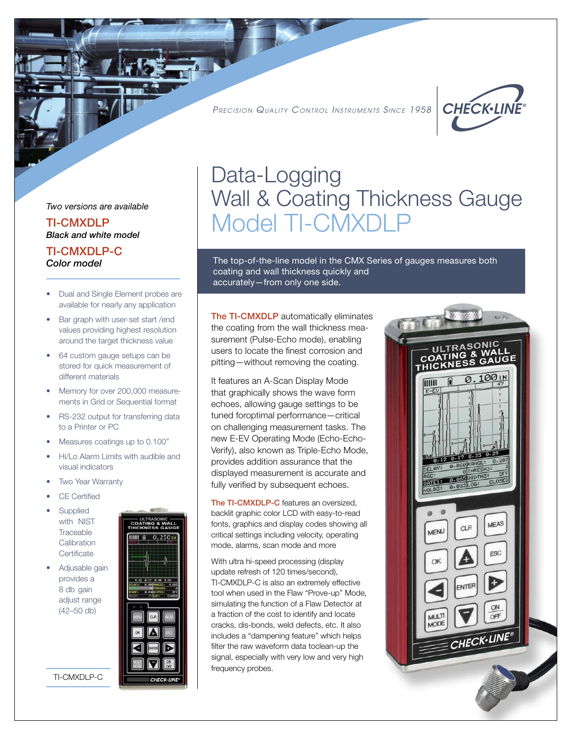*Precision Quality Control Instruments Since 1958*

# Data-Logging Wall & Coating Thickness Gauge Model TI-CMXDLP

The top-of-the-line model in the CMX Series of gauges measures both coating and wall thickness quickly and accurately—from only one side.

*Two versions are available*

**TI-CMXDLP**
*Black and white model*

**TI-CMXDLP-C**
*Color model*

- Dual and Single Element probes are available for nearly any application
- Bar graph with user-set start /end values providing highest resolution around the target thickness value
- 64 custom gauge setups can be stored for quick measurement of different materials
- Memory for over 200,000 measurements in Grid or Sequential format
- RS-232 output for transferring data to a Printer or PC
- Measures coatings up to 0.100"
- Hi/Lo Alarm Limits with audible and visual indicators
- Two Year Warranty
- CE Certified
- Supplied with NIST Traceable Calibration Certificate
- Adjusable gain provides a 8 db gain adjust range (42–50 db)

TI-CMXDLP-C

**The TI-CMXDLP** automatically eliminates the coating from the wall thickness measurement (Pulse-Echo mode), enabling users to locate the finest corrosion and pitting—without removing the coating.

It features an A-Scan Display Mode that graphically shows the wave form echoes, allowing gauge settings to be tuned foroptimal performance—critical on challenging measurement tasks. The new E-EV Operating Mode (Echo-Echo-Verify), also known as Triple-Echo Mode, provides addition assurance that the displayed measurement is accurate and fully verified by subsequent echoes.

**The TI-CMXDLP-C** features an oversized, backlit graphic color LCD with easy-to-read fonts, graphics and display codes showing all critical settings including velocity, operating mode, alarms, scan mode and more

With ultra hi-speed processing (display update refresh of 120 times/second), TI-CMXDLP-C is also an extremely effective tool when used in the Flaw "Prove-up" Mode, simulating the function of a Flaw Detector at a fraction of the cost to identify and locate cracks, dis-bonds, weld defects, etc. It also includes a "dampening feature" which helps filter the raw waveform data toclean-up the signal, especially with very low and very high frequency probes.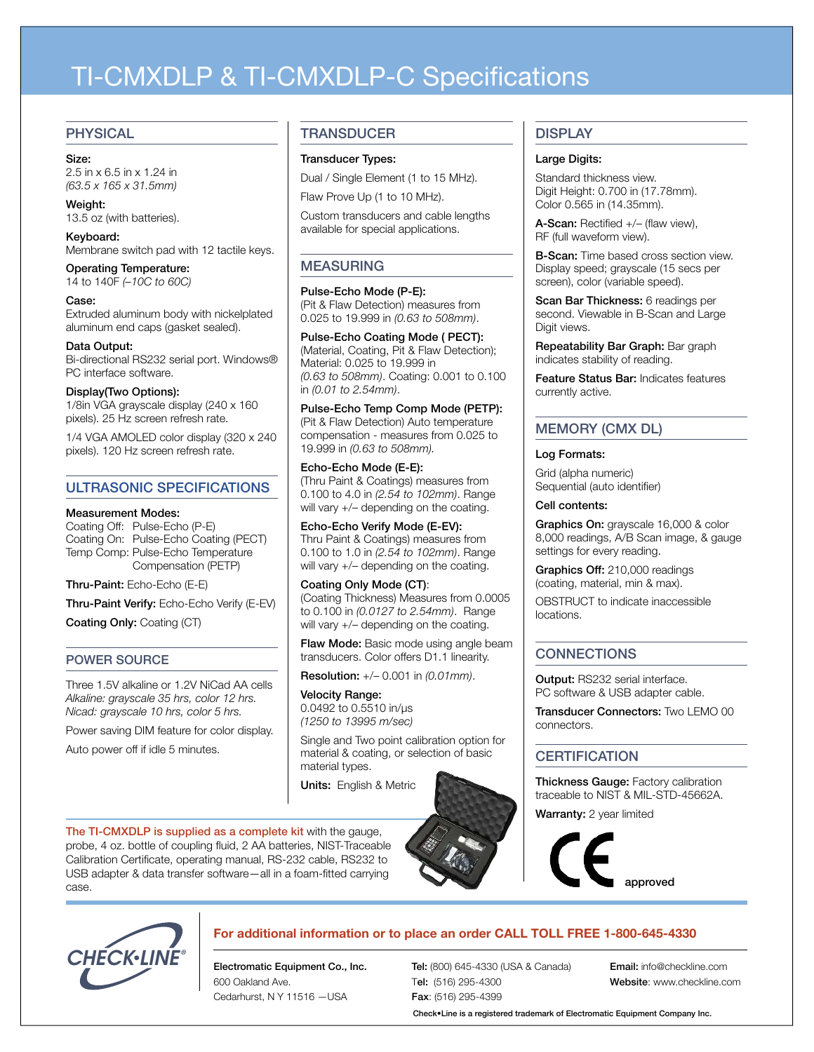# TI-CMXDLP & TI-CMXDLP-C Specifications

## PHYSICAL

**Size:**
2.5 in x 6.5 in x 1.24 in
*(63.5 x 165 x 31.5mm)*

**Weight:**
13.5 oz (with batteries).

**Keyboard:**
Membrane switch pad with 12 tactile keys.

**Operating Temperature:**
14 to 140F *(–10C to 60C)*

**Case:**
Extruded aluminum body with nickelplated aluminum end caps (gasket sealed).

**Data Output:**
Bi-directional RS232 serial port. Windows® PC interface software.

**Display(Two Options):**
1/8in VGA grayscale display (240 x 160 pixels). 25 Hz screen refresh rate.

1/4 VGA AMOLED color display (320 x 240 pixels). 120 Hz screen refresh rate.

## ULTRASONIC SPECIFICATIONS

**Measurement Modes:**
Coating Off: Pulse-Echo (P-E)
Coating On: Pulse-Echo Coating (PECT)
Temp Comp: Pulse-Echo Temperature Compensation (PETP)

**Thru-Paint:** Echo-Echo (E-E)

**Thru-Paint Verify:** Echo-Echo Verify (E-EV)

**Coating Only:** Coating (CT)

## POWER SOURCE

Three 1.5V alkaline or 1.2V NiCad AA cells
*Alkaline: grayscale 35 hrs, color 12 hrs.*
*Nicad: grayscale 10 hrs, color 5 hrs.*

Power saving DIM feature for color display.

Auto power off if idle 5 minutes.

## TRANSDUCER

**Transducer Types:**

Dual / Single Element (1 to 15 MHz).

Flaw Prove Up (1 to 10 MHz).

Custom transducers and cable lengths available for special applications.

## MEASURING

**Pulse-Echo Mode (P-E):**
(Pit & Flaw Detection) measures from 0.025 to 19.999 in *(0.63 to 508mm)*.

**Pulse-Echo Coating Mode ( PECT):**
(Material, Coating, Pit & Flaw Detection); Material: 0.025 to 19.999 in *(0.63 to 508mm)*. Coating: 0.001 to 0.100 in *(0.01 to 2.54mm)*.

**Pulse-Echo Temp Comp Mode (PETP):**
(Pit & Flaw Detection) Auto temperature compensation - measures from 0.025 to 19.999 in *(0.63 to 508mm).*

**Echo-Echo Mode (E-E):**
(Thru Paint & Coatings) measures from 0.100 to 4.0 in *(2.54 to 102mm)*. Range will vary +/– depending on the coating.

**Echo-Echo Verify Mode (E-EV):**
Thru Paint & Coatings) measures from 0.100 to 1.0 in *(2.54 to 102mm)*. Range will vary +/– depending on the coating.

**Coating Only Mode (CT)**:
(Coating Thickness) Measures from 0.0005 to 0.100 in *(0.0127 to 2.54mm)*. Range will vary +/– depending on the coating.

**Flaw Mode:** Basic mode using angle beam transducers. Color offers D1.1 linearity.

**Resolution:** +/– 0.001 in *(0.01mm)*.

**Velocity Range:**
0.0492 to 0.5510 in/µs
*(1250 to 13995 m/sec)*

Single and Two point calibration option for material & coating, or selection of basic material types.

**Units:** English & Metric

## DISPLAY

**Large Digits:**

Standard thickness view.
Digit Height: 0.700 in (17.78mm).
Color 0.565 in (14.35mm).

**A-Scan:** Rectified +/– (flaw view), RF (full waveform view).

**B-Scan:** Time based cross section view. Display speed; grayscale (15 secs per screen), color (variable speed).

**Scan Bar Thickness:** 6 readings per second. Viewable in B-Scan and Large Digit views.

**Repeatability Bar Graph:** Bar graph indicates stability of reading.

**Feature Status Bar:** Indicates features currently active.

## MEMORY (CMX DL)

**Log Formats:**

Grid (alpha numeric)
Sequential (auto identifier)

**Cell contents:**

**Graphics On:** grayscale 16,000 & color 8,000 readings, A/B Scan image, & gauge settings for every reading.

**Graphics Off:** 210,000 readings (coating, material, min & max).

OBSTRUCT to indicate inaccessible locations.

## CONNECTIONS

**Output:** RS232 serial interface. PC software & USB adapter cable.

**Transducer Connectors:** Two LEMO 00 connectors.

## CERTIFICATION

**Thickness Gauge:** Factory calibration traceable to NIST & MIL-STD-45662A.

**Warranty:** 2 year limited

CE approved

**The TI-CMXDLP is supplied as a complete kit** with the gauge, probe, 4 oz. bottle of coupling fluid, 2 AA batteries, NIST-Traceable Calibration Certificate, operating manual, RS-232 cable, RS232 to USB adapter & data transfer software—all in a foam-fitted carrying case.

CHECK•LINE®

**For additional information or to place an order CALL TOLL FREE 1-800-645-4330**

**Electromatic Equipment Co., Inc.**
600 Oakland Ave.
Cedarhurst, N Y 11516 —USA

**Tel:** (800) 645-4330 (USA & Canada)
**Tel:** (516) 295-4300
**Fax**: (516) 295-4399

**Email:** info@checkline.com
**Website**: www.checkline.com

Check•Line is a registered trademark of Electromatic Equipment Company Inc.